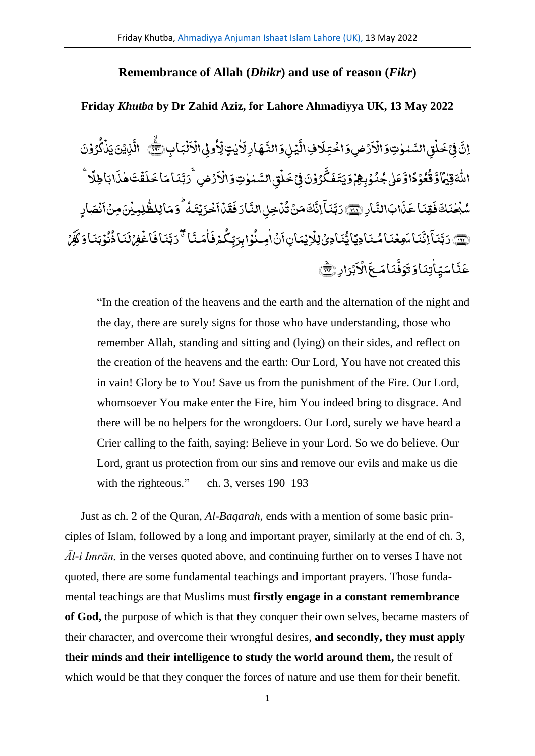## Remembrance of Allah (*Dhikr*) and use of reason (*Fikr*)

**Friday *Khutba* by Dr Zahid Aziz, for Lahore Ahmadiyya UK, 13 May 2022**

إِنَّ فِي خَلْقِ السَّمٰوٰتِ وَالْأَرْضِ وَاخْتِلَافِ الَّيْلِ وَالنَّهَارِ لَآيٰتٍ لِّأُولِي الْأَلْبَابِ ﴿١٩٠﴾ الَّذِينَ يَذْكُرُونَ اللّٰهَ قِيَامًا وَّقُعُودًا وَّعَلٰى جُنُوبِهِمْ وَيَتَفَكَّرُونَ فِي خَلْقِ السَّمٰوٰتِ وَالْأَرْضِ ۚ رَبَّنَا مَا خَلَقْتَ هٰذَا بَاطِلًا ۚ سُبْحٰنَكَ فَقِنَا عَذَابَ النَّارِ ﴿١٩١﴾ رَبَّنَا إِنَّكَ مَنْ تُدْخِلِ النَّارَ فَقَدْ أَخْزَيْتَهُ ۖ وَمَا لِلظّٰلِمِينَ مِنْ أَنْصَارٍ ﴿١٩٢﴾ رَبَّنَا إِنَّنَا سَمِعْنَا مُنَادِيًا يُّنَادِي لِلْإِيمَانِ أَنْ آمِنُوا بِرَبِّكُمْ فَآمَنَّا ۚ رَبَّنَا فَاغْفِرْ لَنَا ذُنُوبَنَا وَكَفِّرْ عَنَّا سَيِّاٰتِنَا وَتَوَفَّنَا مَعَ الْأَبْرَارِ ﴿١٩٣﴾

> "In the creation of the heavens and the earth and the alternation of the night and the day, there are surely signs for those who have understanding, those who remember Allah, standing and sitting and (lying) on their sides, and reflect on the creation of the heavens and the earth: Our Lord, You have not created this in vain! Glory be to You! Save us from the punishment of the Fire. Our Lord, whomsoever You make enter the Fire, him You indeed bring to disgrace. And there will be no helpers for the wrongdoers. Our Lord, surely we have heard a Crier calling to the faith, saying: Believe in your Lord. So we do believe. Our Lord, grant us protection from our sins and remove our evils and make us die with the righteous." — ch. 3, verses 190–193

Just as ch. 2 of the Quran, *Al-Baqarah,* ends with a mention of some basic principles of Islam, followed by a long and important prayer, similarly at the end of ch. 3, *Āl-i Imrān,* in the verses quoted above, and continuing further on to verses I have not quoted, there are some fundamental teachings and important prayers. Those fundamental teachings are that Muslims must **firstly engage in a constant remembrance of God,** the purpose of which is that they conquer their own selves, became masters of their character, and overcome their wrongful desires, **and secondly, they must apply their minds and their intelligence to study the world around them,** the result of which would be that they conquer the forces of nature and use them for their benefit.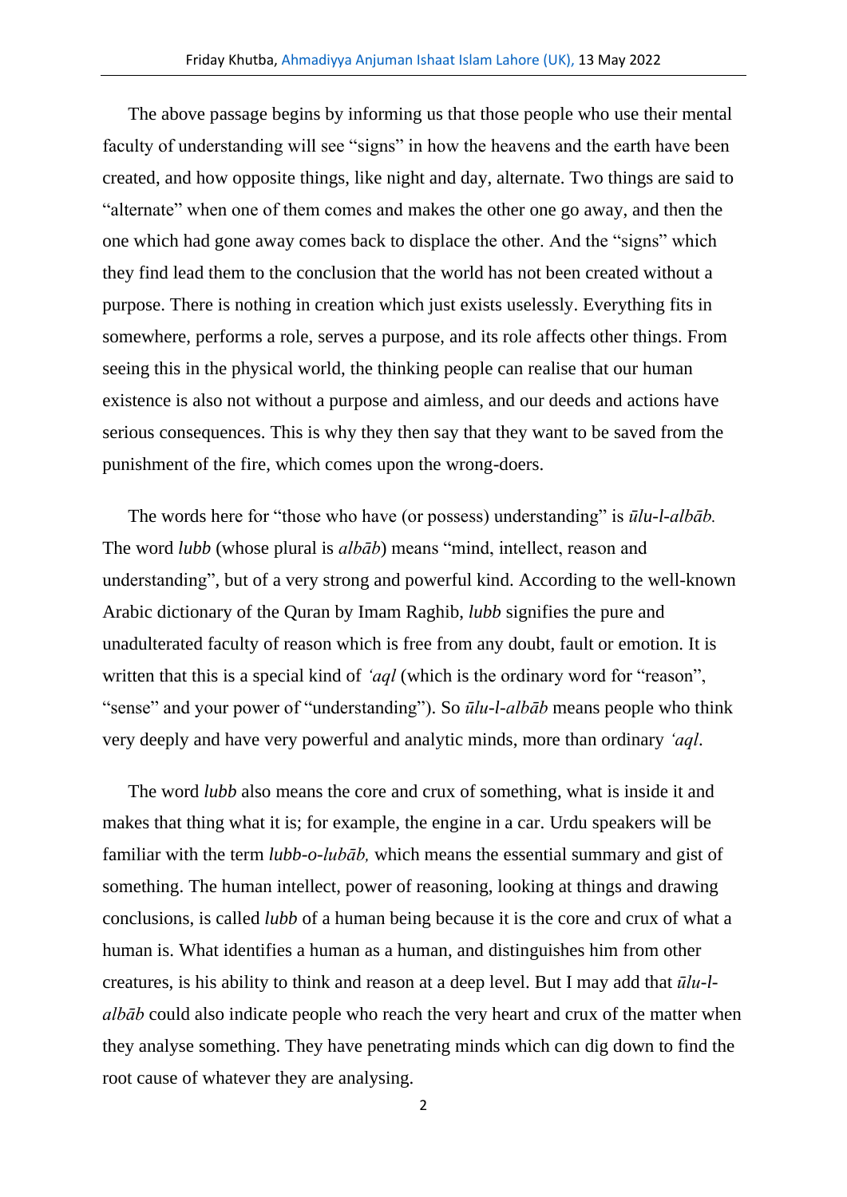The above passage begins by informing us that those people who use their mental faculty of understanding will see "signs" in how the heavens and the earth have been created, and how opposite things, like night and day, alternate. Two things are said to "alternate" when one of them comes and makes the other one go away, and then the one which had gone away comes back to displace the other. And the "signs" which they find lead them to the conclusion that the world has not been created without a purpose. There is nothing in creation which just exists uselessly. Everything fits in somewhere, performs a role, serves a purpose, and its role affects other things. From seeing this in the physical world, the thinking people can realise that our human existence is also not without a purpose and aimless, and our deeds and actions have serious consequences. This is why they then say that they want to be saved from the punishment of the fire, which comes upon the wrong-doers.

The words here for "those who have (or possess) understanding" is *ūlu-l-albāb.* The word *lubb* (whose plural is *albāb*) means "mind, intellect, reason and understanding", but of a very strong and powerful kind. According to the well-known Arabic dictionary of the Quran by Imam Raghib, *lubb* signifies the pure and unadulterated faculty of reason which is free from any doubt, fault or emotion. It is written that this is a special kind of *'aql* (which is the ordinary word for "reason", "sense" and your power of "understanding"). So *ūlu-l-albāb* means people who think very deeply and have very powerful and analytic minds, more than ordinary *'aql*.

The word *lubb* also means the core and crux of something, what is inside it and makes that thing what it is; for example, the engine in a car. Urdu speakers will be familiar with the term *lubb-o-lubāb,* which means the essential summary and gist of something. The human intellect, power of reasoning, looking at things and drawing conclusions, is called *lubb* of a human being because it is the core and crux of what a human is. What identifies a human as a human, and distinguishes him from other creatures, is his ability to think and reason at a deep level. But I may add that *ūlu-l-albāb* could also indicate people who reach the very heart and crux of the matter when they analyse something. They have penetrating minds which can dig down to find the root cause of whatever they are analysing.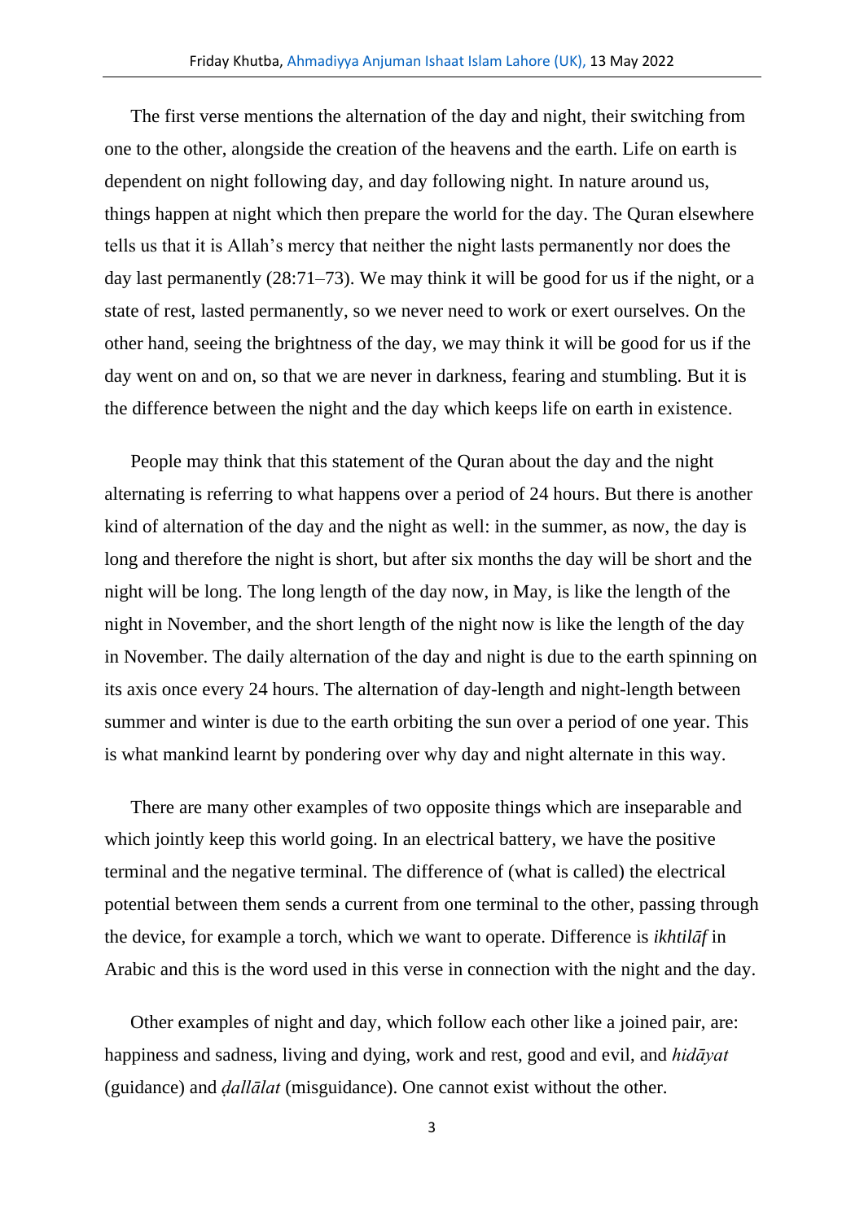The first verse mentions the alternation of the day and night, their switching from one to the other, alongside the creation of the heavens and the earth. Life on earth is dependent on night following day, and day following night. In nature around us, things happen at night which then prepare the world for the day. The Quran elsewhere tells us that it is Allah's mercy that neither the night lasts permanently nor does the day last permanently (28:71–73). We may think it will be good for us if the night, or a state of rest, lasted permanently, so we never need to work or exert ourselves. On the other hand, seeing the brightness of the day, we may think it will be good for us if the day went on and on, so that we are never in darkness, fearing and stumbling. But it is the difference between the night and the day which keeps life on earth in existence.

People may think that this statement of the Quran about the day and the night alternating is referring to what happens over a period of 24 hours. But there is another kind of alternation of the day and the night as well: in the summer, as now, the day is long and therefore the night is short, but after six months the day will be short and the night will be long. The long length of the day now, in May, is like the length of the night in November, and the short length of the night now is like the length of the day in November. The daily alternation of the day and night is due to the earth spinning on its axis once every 24 hours. The alternation of day-length and night-length between summer and winter is due to the earth orbiting the sun over a period of one year. This is what mankind learnt by pondering over why day and night alternate in this way.

There are many other examples of two opposite things which are inseparable and which jointly keep this world going. In an electrical battery, we have the positive terminal and the negative terminal. The difference of (what is called) the electrical potential between them sends a current from one terminal to the other, passing through the device, for example a torch, which we want to operate. Difference is *ikhtilāf* in Arabic and this is the word used in this verse in connection with the night and the day.

Other examples of night and day, which follow each other like a joined pair, are: happiness and sadness, living and dying, work and rest, good and evil, and *hidāyat* (guidance) and *ḍallālat* (misguidance). One cannot exist without the other.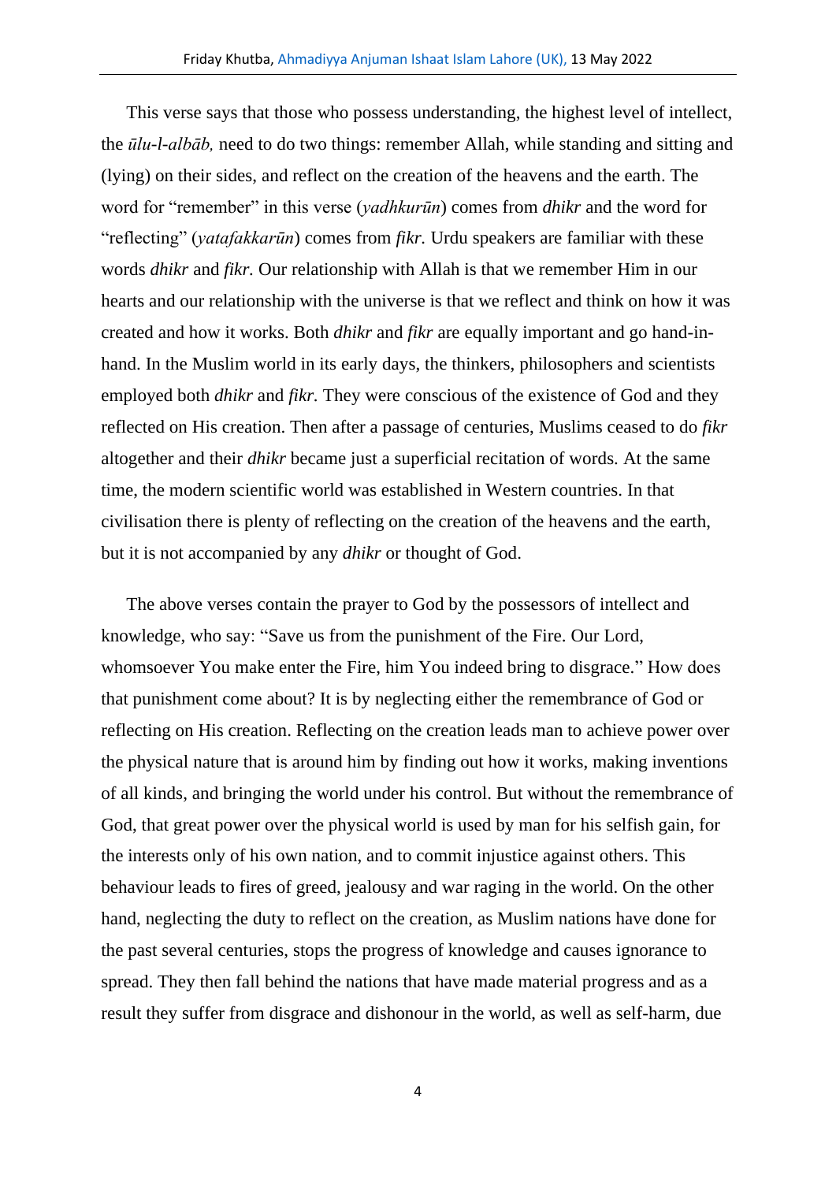This verse says that those who possess understanding, the highest level of intellect, the *ūlu-l-albāb,* need to do two things: remember Allah, while standing and sitting and (lying) on their sides, and reflect on the creation of the heavens and the earth. The word for "remember" in this verse (*yadhkurūn*) comes from *dhikr* and the word for "reflecting" (*yatafakkarūn*) comes from *fikr.* Urdu speakers are familiar with these words *dhikr* and *fikr.* Our relationship with Allah is that we remember Him in our hearts and our relationship with the universe is that we reflect and think on how it was created and how it works. Both *dhikr* and *fikr* are equally important and go hand-in-hand. In the Muslim world in its early days, the thinkers, philosophers and scientists employed both *dhikr* and *fikr.* They were conscious of the existence of God and they reflected on His creation. Then after a passage of centuries, Muslims ceased to do *fikr* altogether and their *dhikr* became just a superficial recitation of words. At the same time, the modern scientific world was established in Western countries. In that civilisation there is plenty of reflecting on the creation of the heavens and the earth, but it is not accompanied by any *dhikr* or thought of God.

The above verses contain the prayer to God by the possessors of intellect and knowledge, who say: "Save us from the punishment of the Fire. Our Lord, whomsoever You make enter the Fire, him You indeed bring to disgrace." How does that punishment come about? It is by neglecting either the remembrance of God or reflecting on His creation. Reflecting on the creation leads man to achieve power over the physical nature that is around him by finding out how it works, making inventions of all kinds, and bringing the world under his control. But without the remembrance of God, that great power over the physical world is used by man for his selfish gain, for the interests only of his own nation, and to commit injustice against others. This behaviour leads to fires of greed, jealousy and war raging in the world. On the other hand, neglecting the duty to reflect on the creation, as Muslim nations have done for the past several centuries, stops the progress of knowledge and causes ignorance to spread. They then fall behind the nations that have made material progress and as a result they suffer from disgrace and dishonour in the world, as well as self-harm, due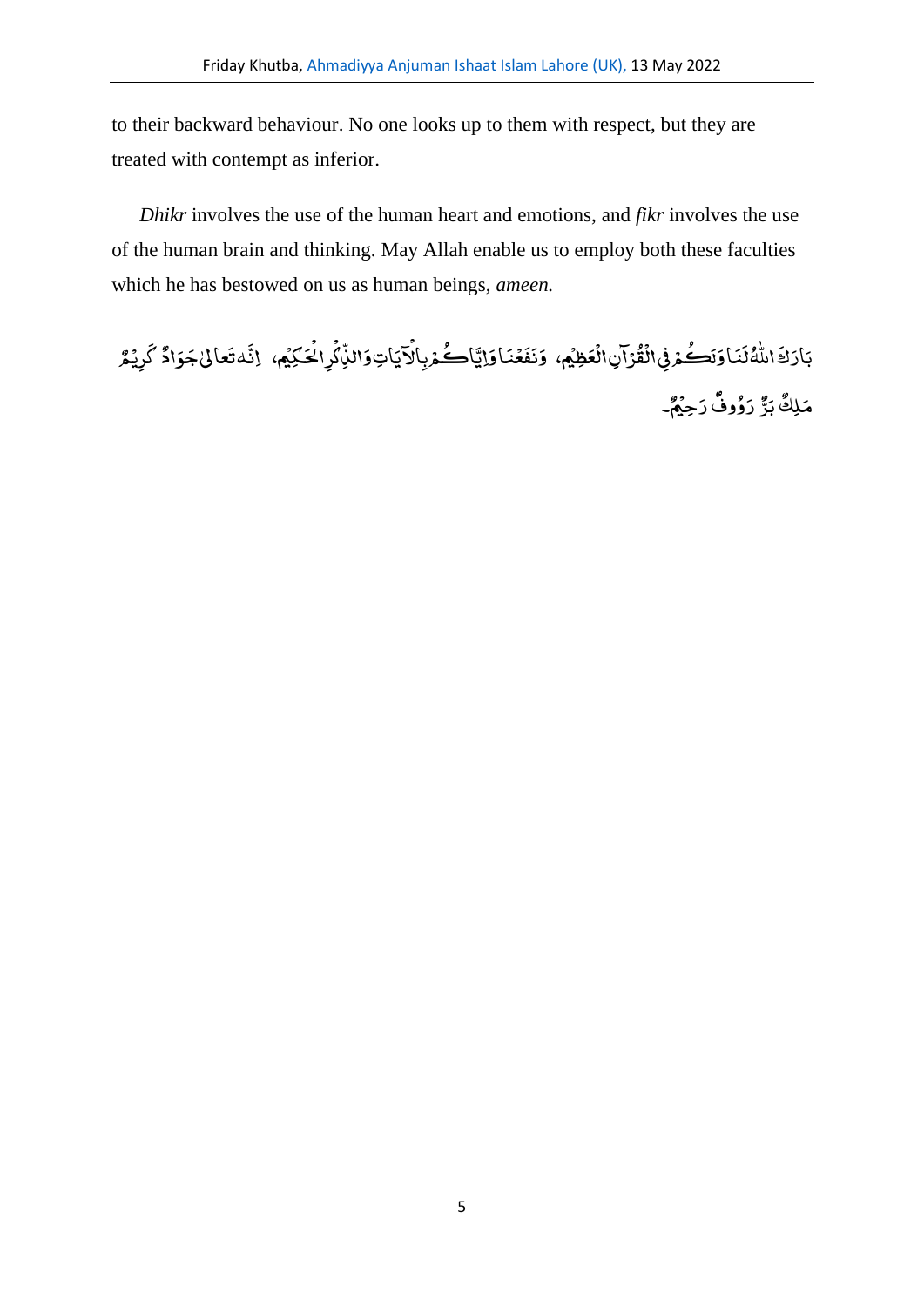to their backward behaviour. No one looks up to them with respect, but they are treated with contempt as inferior.

*Dhikr* involves the use of the human heart and emotions, and *fikr* involves the use of the human brain and thinking. May Allah enable us to employ both these faculties which he has bestowed on us as human beings, *ameen.*

بَارَكَ اللّٰهُ لَنَا وَلَكُمْ فِي الْقُرْآنِ الْعَظِيْمِ، وَنَفَعَنَا وَإِيَّاكُمْ بِالْآيَاتِ وَالذِّكْرِ الْحَكِيْمِ، اِنَّهُ تَعَالٰى جَوَادٌ كَرِيْمٌ مَلِكٌ بَرٌّ رَؤُوفٌ رَحِيْمٌ۔